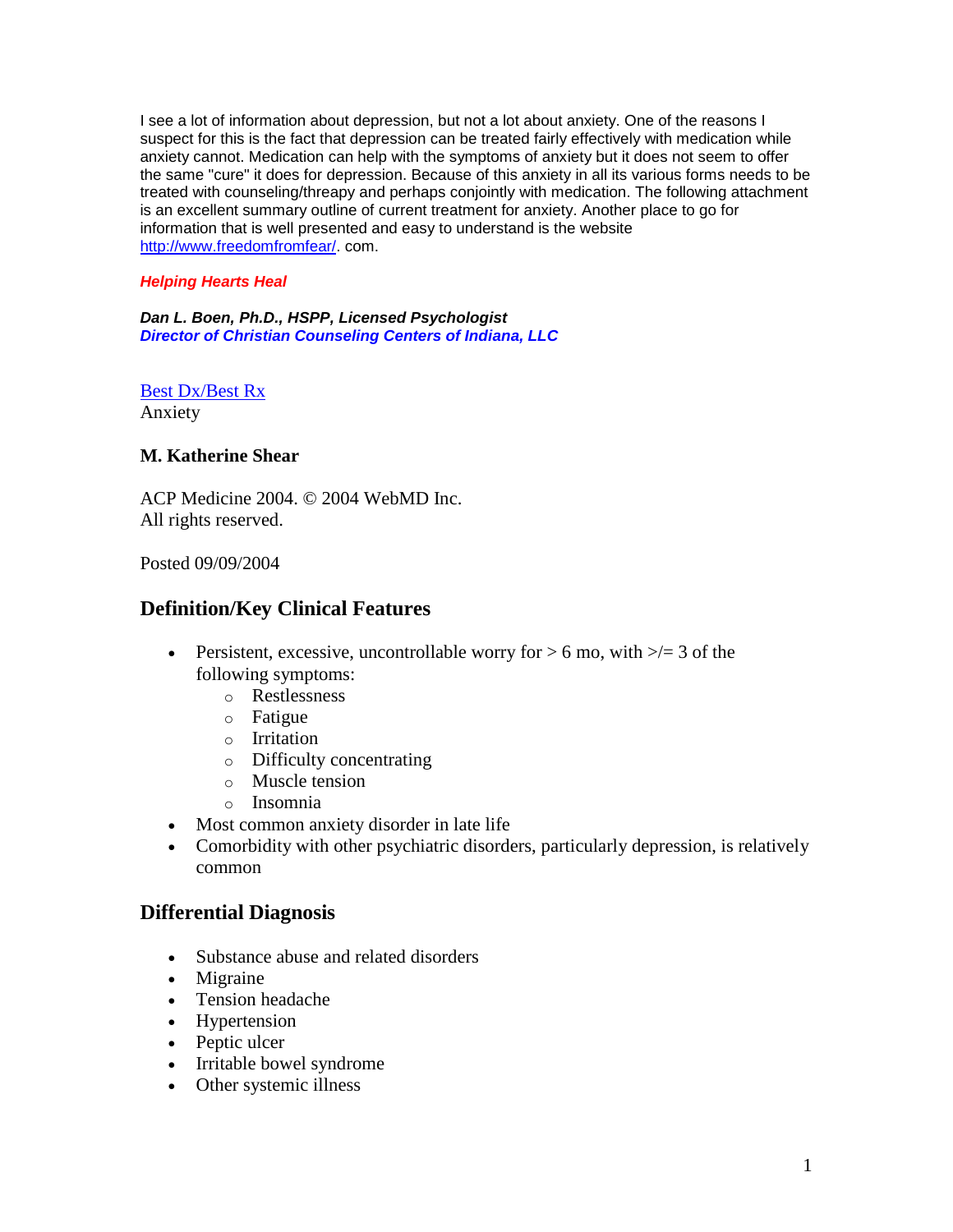I see a lot of information about depression, but not a lot about anxiety. One of the reasons I suspect for this is the fact that depression can be treated fairly effectively with medication while anxiety cannot. Medication can help with the symptoms of anxiety but it does not seem to offer the same "cure" it does for depression. Because of this anxiety in all its various forms needs to be treated with counseling/threapy and perhaps conjointly with medication. The following attachment is an excellent summary outline of current treatment for anxiety. Another place to go for information that is well presented and easy to understand is the website http://www.freedomfromfear/. com.

***Helping Hearts Heal***

***Dan L. Boen, Ph.D., HSPP, Licensed Psychologist***
***Director of Christian Counseling Centers of Indiana, LLC***

Best Dx/Best Rx
Anxiety

**M. Katherine Shear**

ACP Medicine 2004. © 2004 WebMD Inc.
All rights reserved.

Posted 09/09/2004

## Definition/Key Clinical Features

- Persistent, excessive, uncontrollable worry for > 6 mo, with >/= 3 of the following symptoms:
  - Restlessness
  - Fatigue
  - Irritation
  - Difficulty concentrating
  - Muscle tension
  - Insomnia
- Most common anxiety disorder in late life
- Comorbidity with other psychiatric disorders, particularly depression, is relatively common

## Differential Diagnosis

- Substance abuse and related disorders
- Migraine
- Tension headache
- Hypertension
- Peptic ulcer
- Irritable bowel syndrome
- Other systemic illness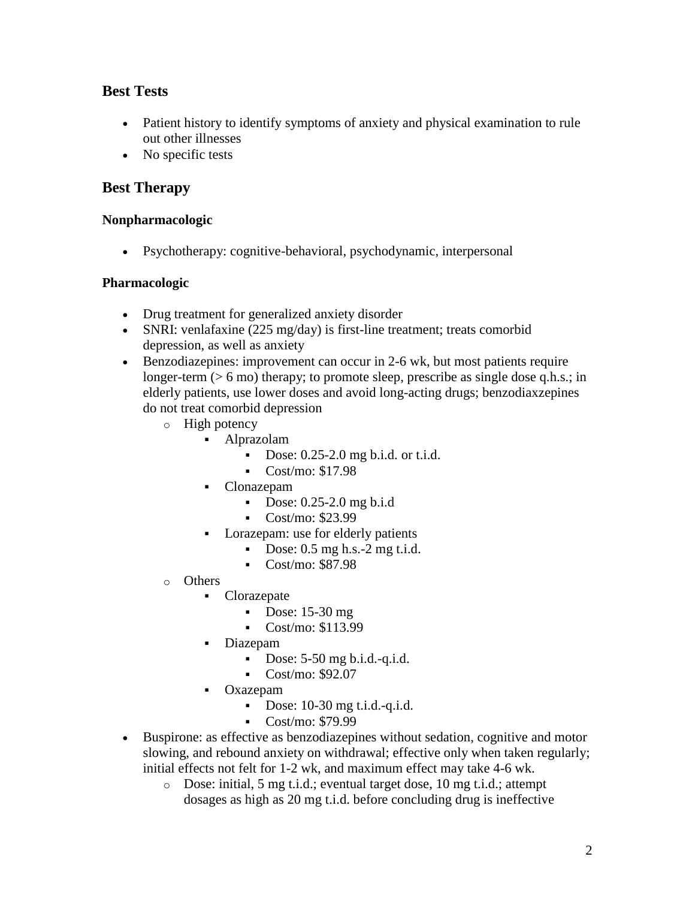## Best Tests

- Patient history to identify symptoms of anxiety and physical examination to rule out other illnesses
- No specific tests

## Best Therapy

### Nonpharmacologic

- Psychotherapy: cognitive-behavioral, psychodynamic, interpersonal

### Pharmacologic

- Drug treatment for generalized anxiety disorder
- SNRI: venlafaxine (225 mg/day) is first-line treatment; treats comorbid depression, as well as anxiety
- Benzodiazepines: improvement can occur in 2-6 wk, but most patients require longer-term (> 6 mo) therapy; to promote sleep, prescribe as single dose q.h.s.; in elderly patients, use lower doses and avoid long-acting drugs; benzodiaxzepines do not treat comorbid depression
  - High potency
    - Alprazolam
      - Dose: 0.25-2.0 mg b.i.d. or t.i.d.
      - Cost/mo: $17.98
    - Clonazepam
      - Dose: 0.25-2.0 mg b.i.d
      - Cost/mo: $23.99
    - Lorazepam: use for elderly patients
      - Dose: 0.5 mg h.s.-2 mg t.i.d.
      - Cost/mo: $87.98
  - Others
    - Clorazepate
      - Dose: 15-30 mg
      - Cost/mo: $113.99
    - Diazepam
      - Dose: 5-50 mg b.i.d.-q.i.d.
      - Cost/mo: $92.07
    - Oxazepam
      - Dose: 10-30 mg t.i.d.-q.i.d.
      - Cost/mo: $79.99
- Buspirone: as effective as benzodiazepines without sedation, cognitive and motor slowing, and rebound anxiety on withdrawal; effective only when taken regularly; initial effects not felt for 1-2 wk, and maximum effect may take 4-6 wk.
  - Dose: initial, 5 mg t.i.d.; eventual target dose, 10 mg t.i.d.; attempt dosages as high as 20 mg t.i.d. before concluding drug is ineffective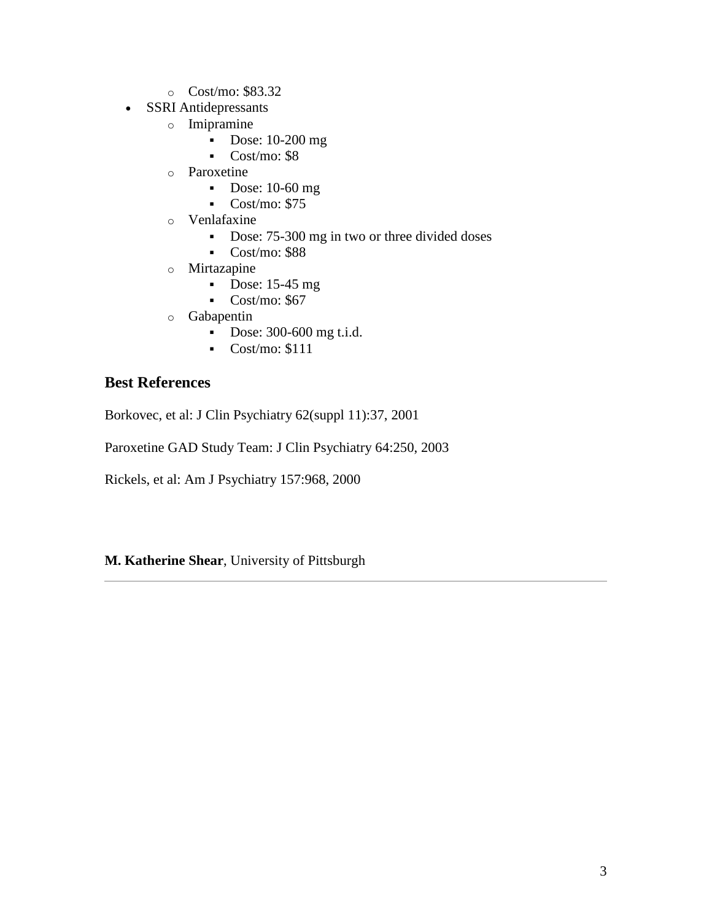- Cost/mo: $83.32
- SSRI Antidepressants
    - Imipramine
        - Dose: 10-200 mg
        - Cost/mo: $8
    - Paroxetine
        - Dose: 10-60 mg
        - Cost/mo: $75
    - Venlafaxine
        - Dose: 75-300 mg in two or three divided doses
        - Cost/mo: $88
    - Mirtazapine
        - Dose: 15-45 mg
        - Cost/mo: $67
    - Gabapentin
        - Dose: 300-600 mg t.i.d.
        - Cost/mo: $111

## Best References

Borkovec, et al: J Clin Psychiatry 62(suppl 11):37, 2001

Paroxetine GAD Study Team: J Clin Psychiatry 64:250, 2003

Rickels, et al: Am J Psychiatry 157:968, 2000

**M. Katherine Shear**, University of Pittsburgh

---